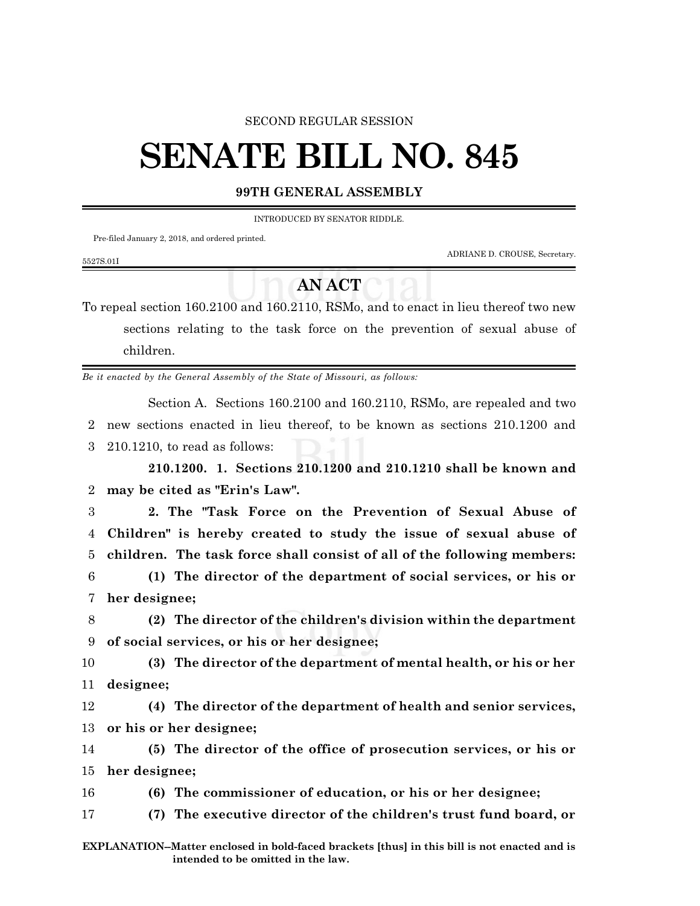SECOND REGULAR SESSION

# SENATE BILL NO. 845

## 99TH GENERAL ASSEMBLY

INTRODUCED BY SENATOR RIDDLE.

Pre-filed January 2, 2018, and ordered printed.

ADRIANE D. CROUSE, Secretary.

5527S.01I

## AN ACT

To repeal section 160.2100 and 160.2110, RSMo, and to enact in lieu thereof two new sections relating to the task force on the prevention of sexual abuse of children.

*Be it enacted by the General Assembly of the State of Missouri, as follows:*

Section A. Sections 160.2100 and 160.2110, RSMo, are repealed and two new sections enacted in lieu thereof, to be known as sections 210.1200 and 210.1210, to read as follows:

**210.1200. 1. Sections 210.1200 and 210.1210 shall be known and may be cited as "Erin's Law".**

**2. The "Task Force on the Prevention of Sexual Abuse of Children" is hereby created to study the issue of sexual abuse of children. The task force shall consist of all of the following members:**

**(1) The director of the department of social services, or his or her designee;**

**(2) The director of the children's division within the department of social services, or his or her designee;**

**(3) The director of the department of mental health, or his or her designee;**

**(4) The director of the department of health and senior services, or his or her designee;**

**(5) The director of the office of prosecution services, or his or her designee;**

**(6) The commissioner of education, or his or her designee;**

**(7) The executive director of the children's trust fund board, or**

**EXPLANATION--Matter enclosed in bold-faced brackets [thus] in this bill is not enacted and is intended to be omitted in the law.**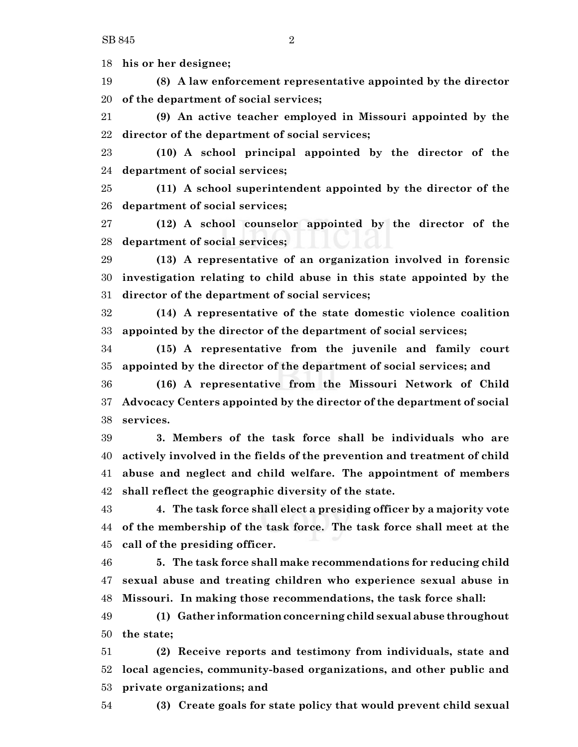**his or her designee;**

**(8) A law enforcement representative appointed by the director of the department of social services;**

**(9) An active teacher employed in Missouri appointed by the director of the department of social services;**

**(10) A school principal appointed by the director of the department of social services;**

**(11) A school superintendent appointed by the director of the department of social services;**

**(12) A school counselor appointed by the director of the department of social services;**

**(13) A representative of an organization involved in forensic investigation relating to child abuse in this state appointed by the director of the department of social services;**

**(14) A representative of the state domestic violence coalition appointed by the director of the department of social services;**

**(15) A representative from the juvenile and family court appointed by the director of the department of social services; and**

**(16) A representative from the Missouri Network of Child Advocacy Centers appointed by the director of the department of social services.**

**3. Members of the task force shall be individuals who are actively involved in the fields of the prevention and treatment of child abuse and neglect and child welfare. The appointment of members shall reflect the geographic diversity of the state.**

**4. The task force shall elect a presiding officer by a majority vote of the membership of the task force. The task force shall meet at the call of the presiding officer.**

**5. The task force shall make recommendations for reducing child sexual abuse and treating children who experience sexual abuse in Missouri. In making those recommendations, the task force shall:**

**(1) Gather information concerning child sexual abuse throughout the state;**

**(2) Receive reports and testimony from individuals, state and local agencies, community-based organizations, and other public and private organizations; and**

**(3) Create goals for state policy that would prevent child sexual**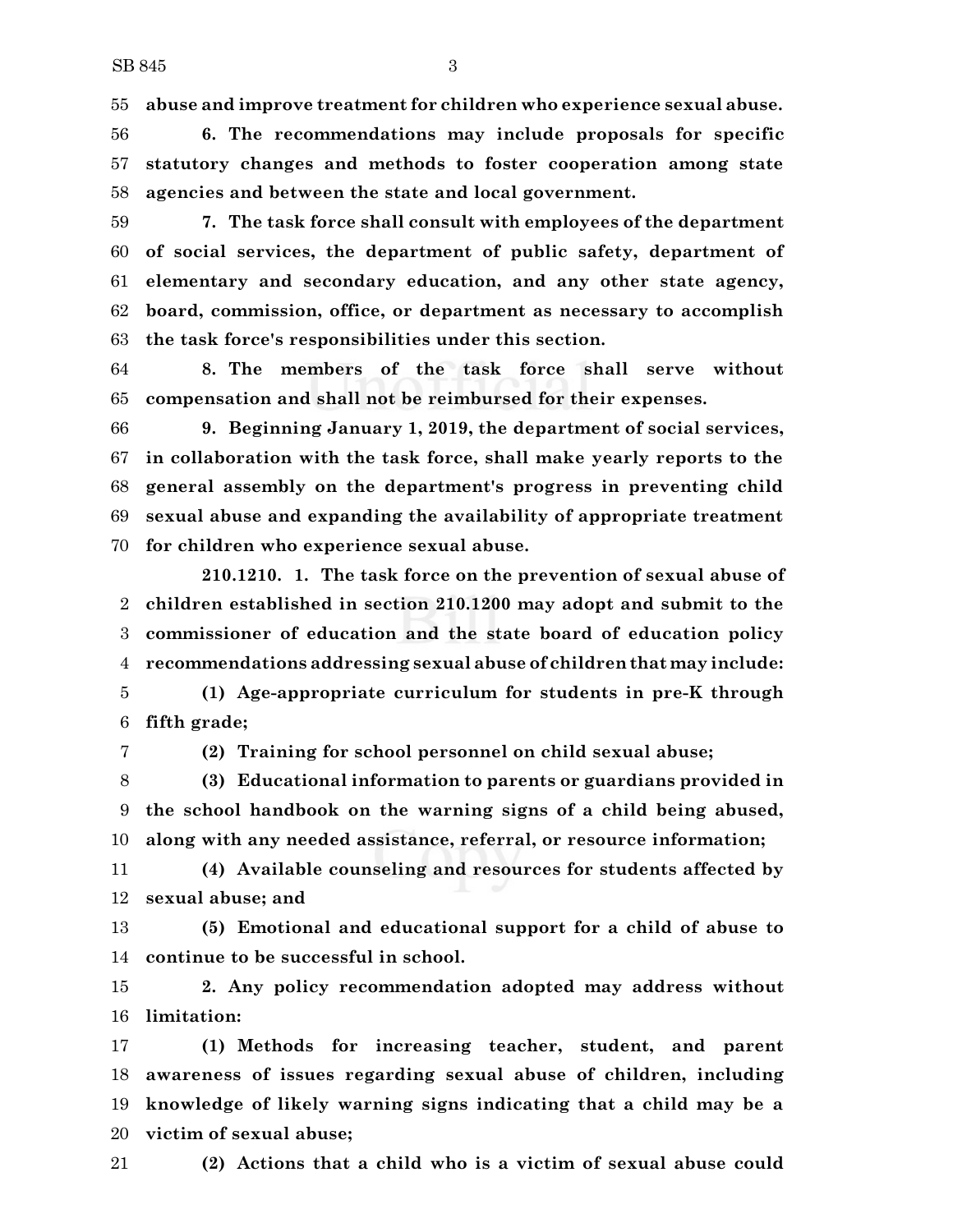**abuse and improve treatment for children who experience sexual abuse.**

**6. The recommendations may include proposals for specific statutory changes and methods to foster cooperation among state agencies and between the state and local government.**

**7. The task force shall consult with employees of the department of social services, the department of public safety, department of elementary and secondary education, and any other state agency, board, commission, office, or department as necessary to accomplish the task force's responsibilities under this section.**

**8. The members of the task force shall serve without compensation and shall not be reimbursed for their expenses.**

**9. Beginning January 1, 2019, the department of social services, in collaboration with the task force, shall make yearly reports to the general assembly on the department's progress in preventing child sexual abuse and expanding the availability of appropriate treatment for children who experience sexual abuse.**

**210.1210. 1. The task force on the prevention of sexual abuse of children established in section 210.1200 may adopt and submit to the commissioner of education and the state board of education policy recommendations addressing sexual abuse of children that may include:**

**(1) Age-appropriate curriculum for students in pre-K through fifth grade;**

**(2) Training for school personnel on child sexual abuse;**

**(3) Educational information to parents or guardians provided in the school handbook on the warning signs of a child being abused, along with any needed assistance, referral, or resource information;**

**(4) Available counseling and resources for students affected by sexual abuse; and**

**(5) Emotional and educational support for a child of abuse to continue to be successful in school.**

**2. Any policy recommendation adopted may address without limitation:**

**(1) Methods for increasing teacher, student, and parent awareness of issues regarding sexual abuse of children, including knowledge of likely warning signs indicating that a child may be a victim of sexual abuse;**

**(2) Actions that a child who is a victim of sexual abuse could**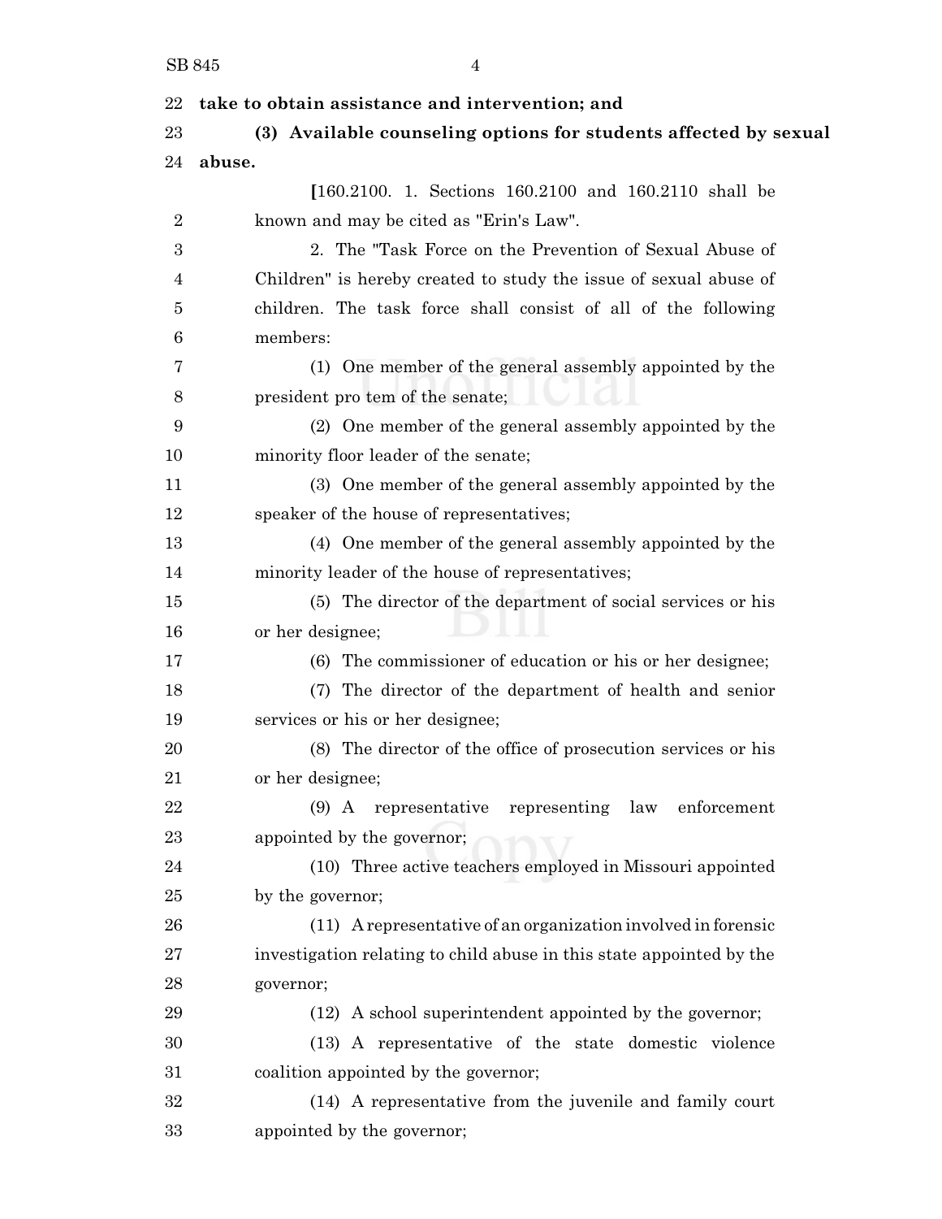**take to obtain assistance and intervention; and**

**(3) Available counseling options for students affected by sexual abuse.**

[160.2100. 1. Sections 160.2100 and 160.2110 shall be known and may be cited as "Erin's Law".

2. The "Task Force on the Prevention of Sexual Abuse of Children" is hereby created to study the issue of sexual abuse of children. The task force shall consist of all of the following members:

(1) One member of the general assembly appointed by the president pro tem of the senate;

(2) One member of the general assembly appointed by the minority floor leader of the senate;

(3) One member of the general assembly appointed by the speaker of the house of representatives;

(4) One member of the general assembly appointed by the minority leader of the house of representatives;

(5) The director of the department of social services or his or her designee;

(6) The commissioner of education or his or her designee;

(7) The director of the department of health and senior services or his or her designee;

(8) The director of the office of prosecution services or his or her designee;

(9) A representative representing law enforcement appointed by the governor;

(10) Three active teachers employed in Missouri appointed by the governor;

(11) A representative of an organization involved in forensic investigation relating to child abuse in this state appointed by the governor;

(12) A school superintendent appointed by the governor;

(13) A representative of the state domestic violence coalition appointed by the governor;

(14) A representative from the juvenile and family court appointed by the governor;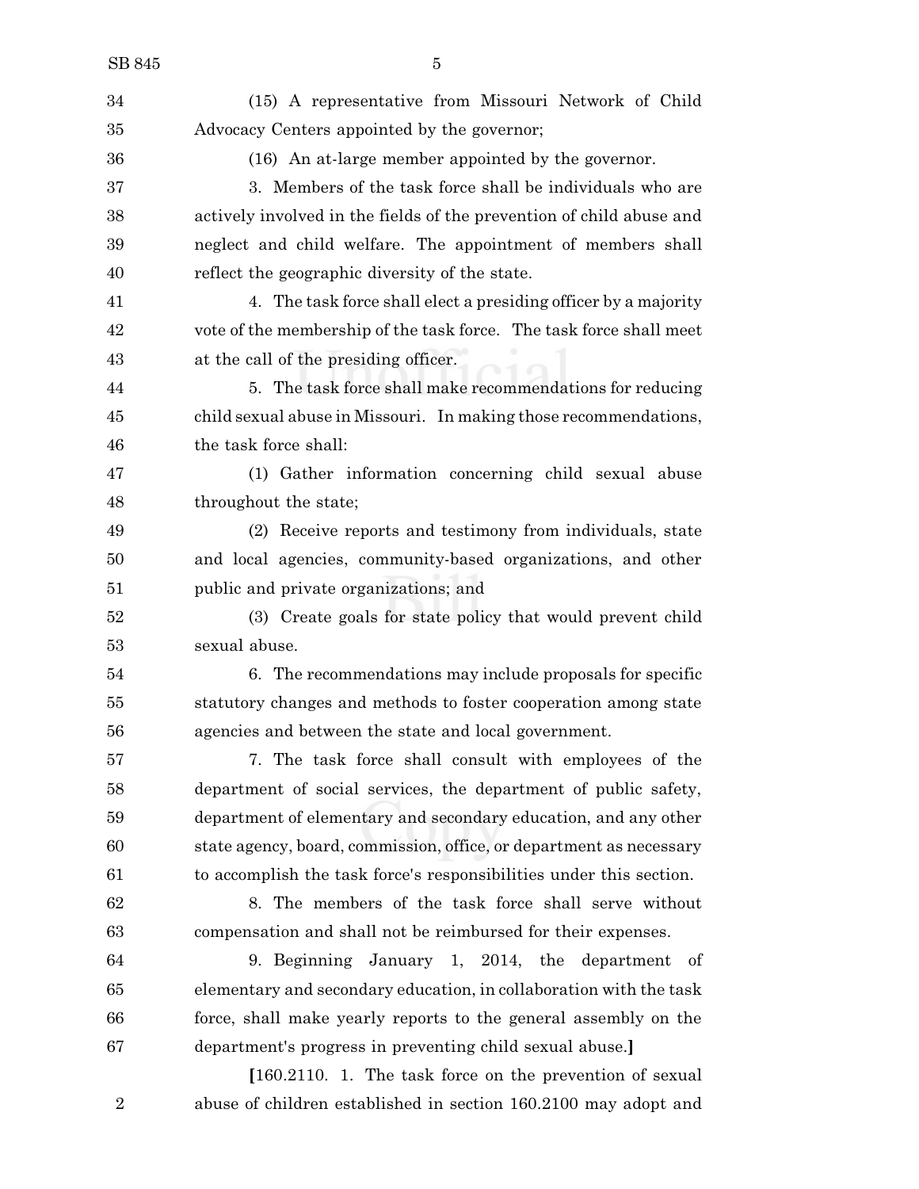(15) A representative from Missouri Network of Child Advocacy Centers appointed by the governor;

(16) An at-large member appointed by the governor.

3. Members of the task force shall be individuals who are actively involved in the fields of the prevention of child abuse and neglect and child welfare. The appointment of members shall reflect the geographic diversity of the state.

4. The task force shall elect a presiding officer by a majority vote of the membership of the task force. The task force shall meet at the call of the presiding officer.

5. The task force shall make recommendations for reducing child sexual abuse in Missouri. In making those recommendations, the task force shall:

(1) Gather information concerning child sexual abuse throughout the state;

(2) Receive reports and testimony from individuals, state and local agencies, community-based organizations, and other public and private organizations; and

(3) Create goals for state policy that would prevent child sexual abuse.

6. The recommendations may include proposals for specific statutory changes and methods to foster cooperation among state agencies and between the state and local government.

7. The task force shall consult with employees of the department of social services, the department of public safety, department of elementary and secondary education, and any other state agency, board, commission, office, or department as necessary to accomplish the task force's responsibilities under this section.

8. The members of the task force shall serve without compensation and shall not be reimbursed for their expenses.

9. Beginning January 1, 2014, the department of elementary and secondary education, in collaboration with the task force, shall make yearly reports to the general assembly on the department's progress in preventing child sexual abuse.]

[160.2110. 1. The task force on the prevention of sexual abuse of children established in section 160.2100 may adopt and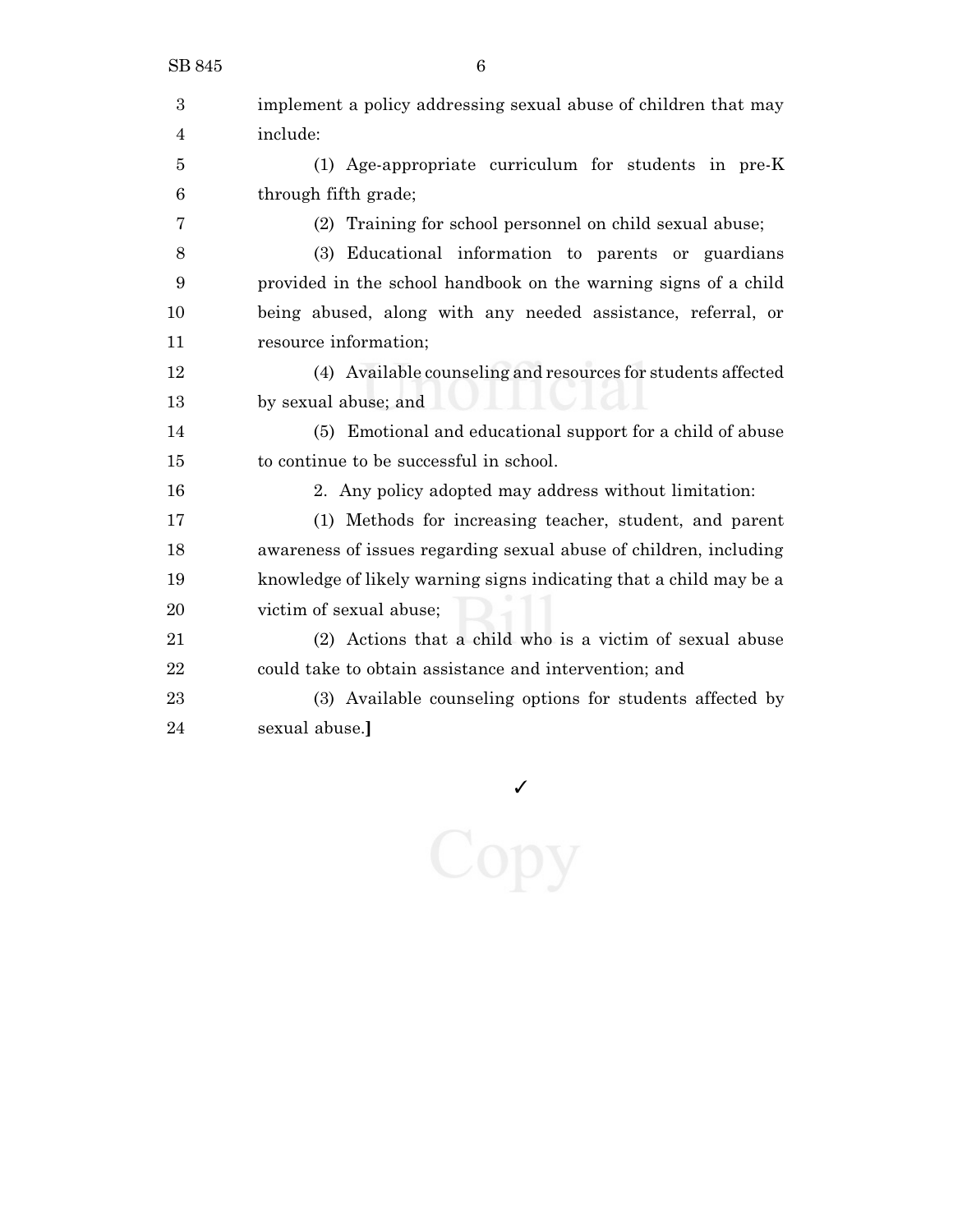implement a policy addressing sexual abuse of children that may include:

(1) Age-appropriate curriculum for students in pre-K through fifth grade;

(2) Training for school personnel on child sexual abuse;

(3) Educational information to parents or guardians provided in the school handbook on the warning signs of a child being abused, along with any needed assistance, referral, or resource information;

(4) Available counseling and resources for students affected by sexual abuse; and

(5) Emotional and educational support for a child of abuse to continue to be successful in school.

2. Any policy adopted may address without limitation:

(1) Methods for increasing teacher, student, and parent awareness of issues regarding sexual abuse of children, including knowledge of likely warning signs indicating that a child may be a victim of sexual abuse;

(2) Actions that a child who is a victim of sexual abuse could take to obtain assistance and intervention; and

(3) Available counseling options for students affected by sexual abuse.**]**

✓